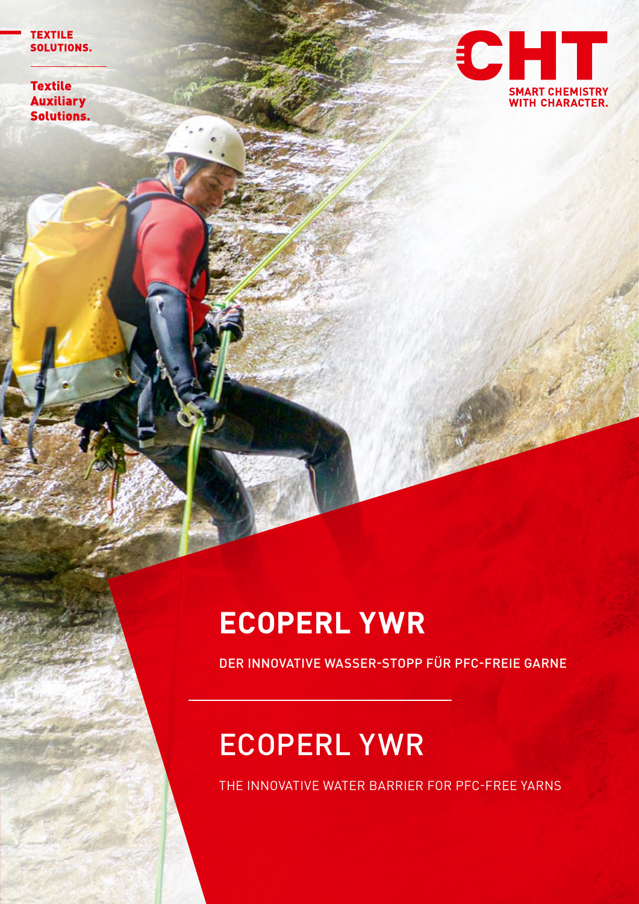TEXTILE SOLUTIONS.

Textile Auxiliary Solutions.

CHT

SMART CHEMISTRY WITH CHARACTER.

# ECOPERL YWR

DER INNOVATIVE WASSER-STOPP FÜR PFC-FREIE GARNE

# ECOPERL YWR

THE INNOVATIVE WATER BARRIER FOR PFC-FREE YARNS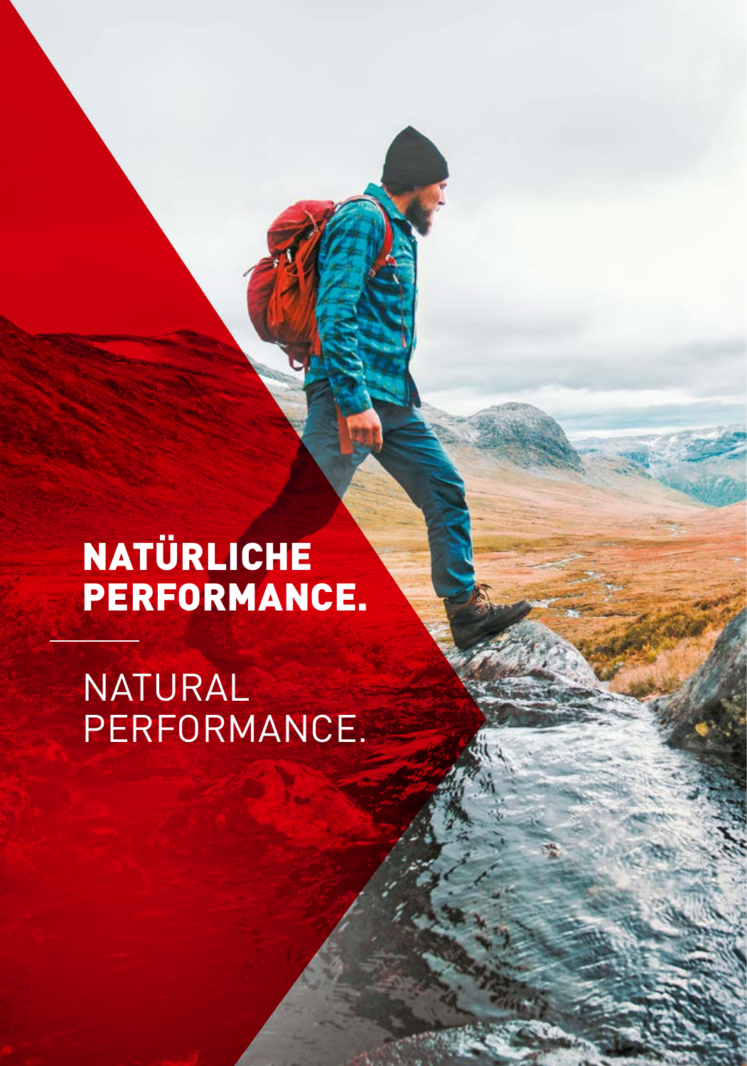# NATÜRLICHE PERFORMANCE.

---

NATURAL PERFORMANCE.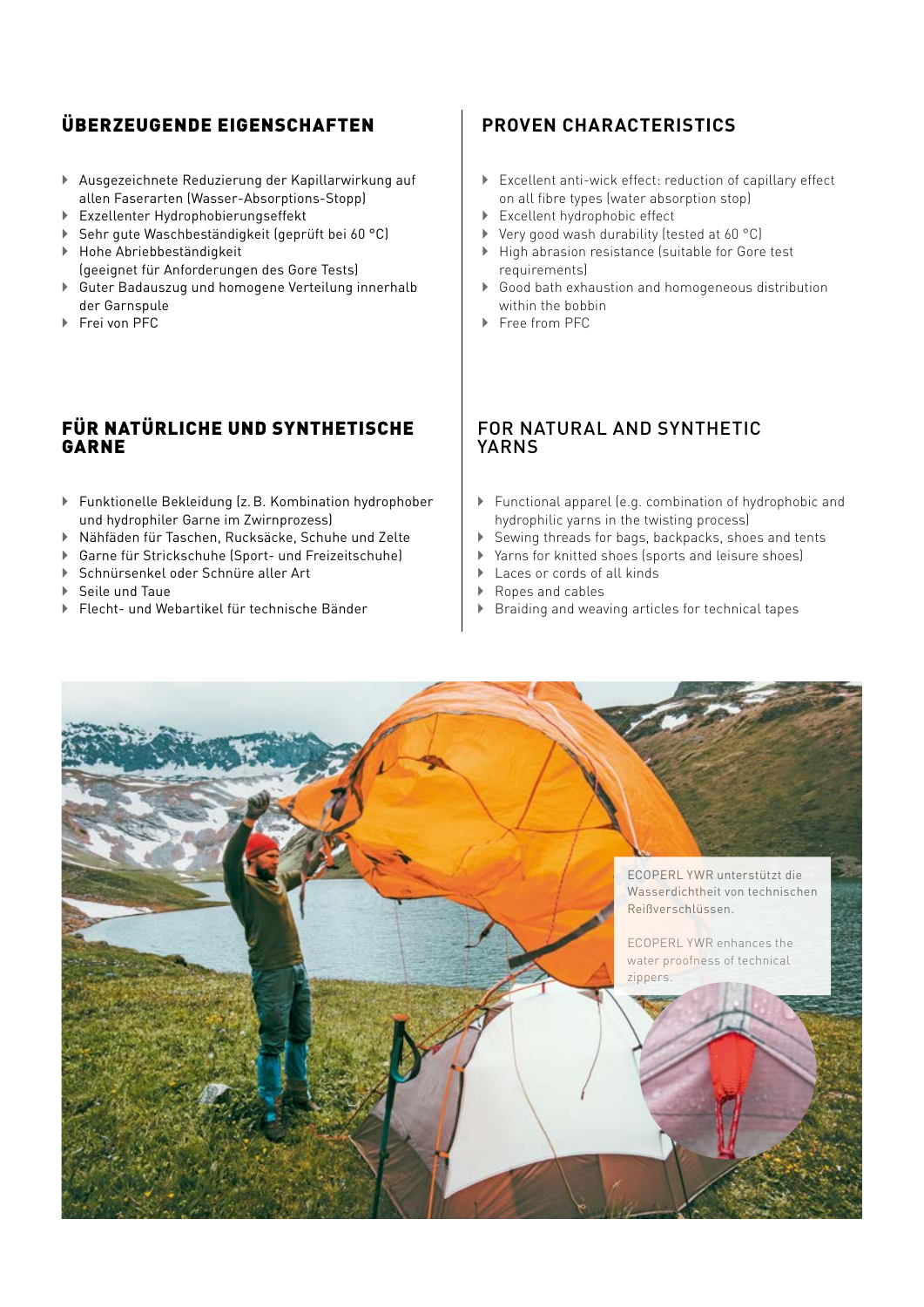## ÜBERZEUGENDE EIGENSCHAFTEN

- Ausgezeichnete Reduzierung der Kapillarwirkung auf allen Faserarten (Wasser-Absorptions-Stopp)
- Exzellenter Hydrophobierungseffekt
- Sehr gute Waschbeständigkeit (geprüft bei 60 °C)
- Hohe Abriebbeständigkeit (geeignet für Anforderungen des Gore Tests)
- Guter Badauszug und homogene Verteilung innerhalb der Garnspule
- Frei von PFC

## PROVEN CHARACTERISTICS

- Excellent anti-wick effect: reduction of capillary effect on all fibre types (water absorption stop)
- Excellent hydrophobic effect
- Very good wash durability (tested at 60 °C)
- High abrasion resistance (suitable for Gore test requirements)
- Good bath exhaustion and homogeneous distribution within the bobbin
- Free from PFC

## FÜR NATÜRLICHE UND SYNTHETISCHE GARNE

- Funktionelle Bekleidung (z. B. Kombination hydrophober und hydrophiler Garne im Zwirnprozess)
- Nähfäden für Taschen, Rucksäcke, Schuhe und Zelte
- Garne für Strickschuhe (Sport- und Freizeitschuhe)
- Schnürsenkel oder Schnüre aller Art
- Seile und Taue
- Flecht- und Webartikel für technische Bänder

## FOR NATURAL AND SYNTHETIC YARNS

- Functional apparel (e.g. combination of hydrophobic and hydrophilic yarns in the twisting process)
- Sewing threads for bags, backpacks, shoes and tents
- Yarns for knitted shoes (sports and leisure shoes)
- Laces or cords of all kinds
- Ropes and cables
- Braiding and weaving articles for technical tapes

ECOPERL YWR unterstützt die Wasserdichtheit von technischen Reißverschlüssen.

ECOPERL YWR enhances the water proofness of technical zippers.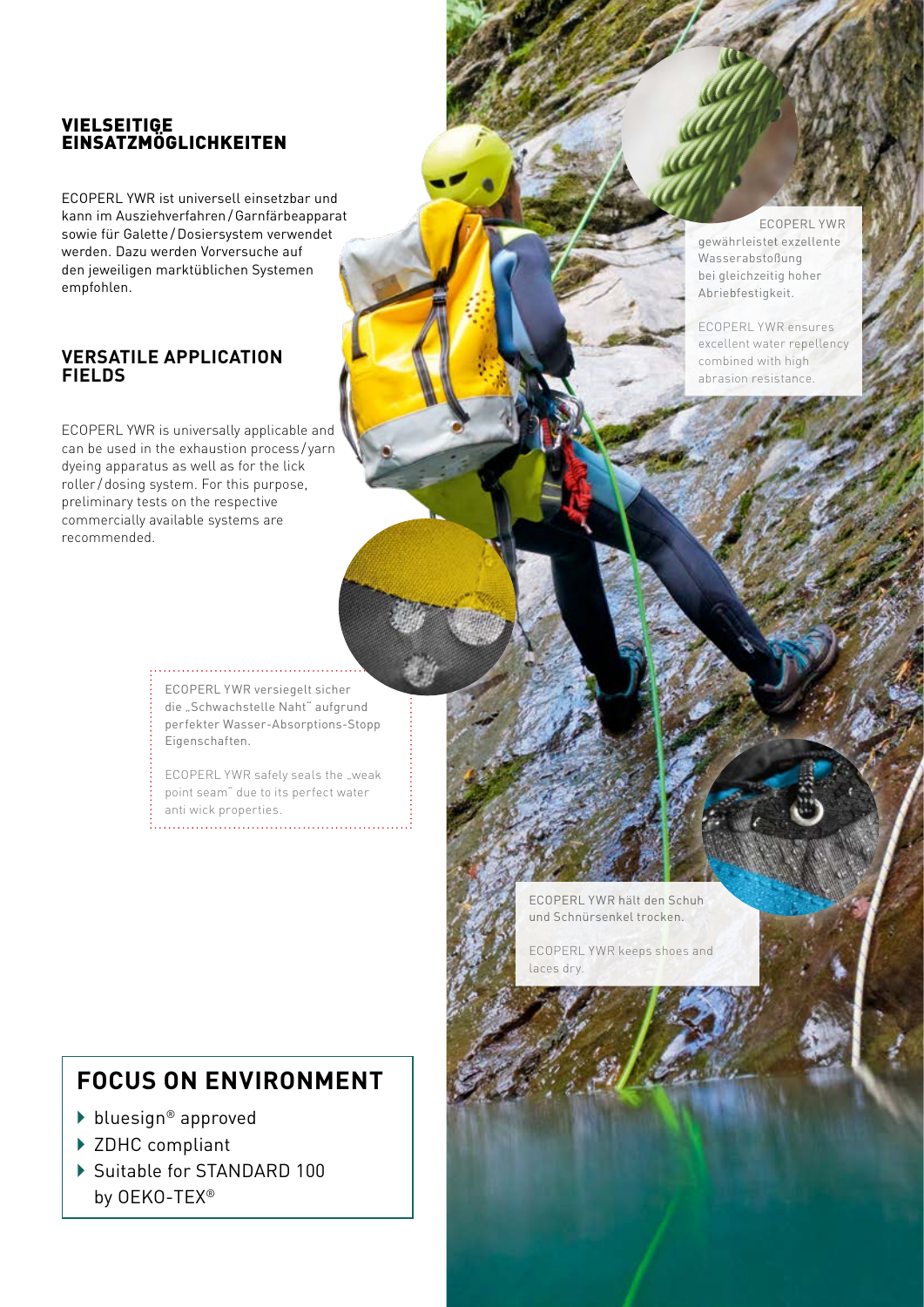## VIELSEITIGE EINSATZMÖGLICHKEITEN

ECOPERL YWR ist universell einsetzbar und kann im Ausziehverfahren / Garnfärbeapparat sowie für Galette / Dosiersystem verwendet werden. Dazu werden Vorversuche auf den jeweiligen marktüblichen Systemen empfohlen.

## VERSATILE APPLICATION FIELDS

ECOPERL YWR is universally applicable and can be used in the exhaustion process / yarn dyeing apparatus as well as for the lick roller / dosing system. For this purpose, preliminary tests on the respective commercially available systems are recommended.

ECOPERL YWR gewährleistet exzellente Wasserabstoßung bei gleichzeitig hoher Abriebfestigkeit.

ECOPERL YWR ensures excellent water repellency combined with high abrasion resistance.

ECOPERL YWR versiegelt sicher die „Schwachstelle Naht" aufgrund perfekter Wasser-Absorptions-Stopp Eigenschaften.

ECOPERL YWR safely seals the „weak point seam" due to its perfect water anti wick properties.

ECOPERL YWR hält den Schuh und Schnürsenkel trocken.

ECOPERL YWR keeps shoes and laces dry.

## FOCUS ON ENVIRONMENT

- bluesign® approved
- ZDHC compliant
- Suitable for STANDARD 100 by OEKO-TEX®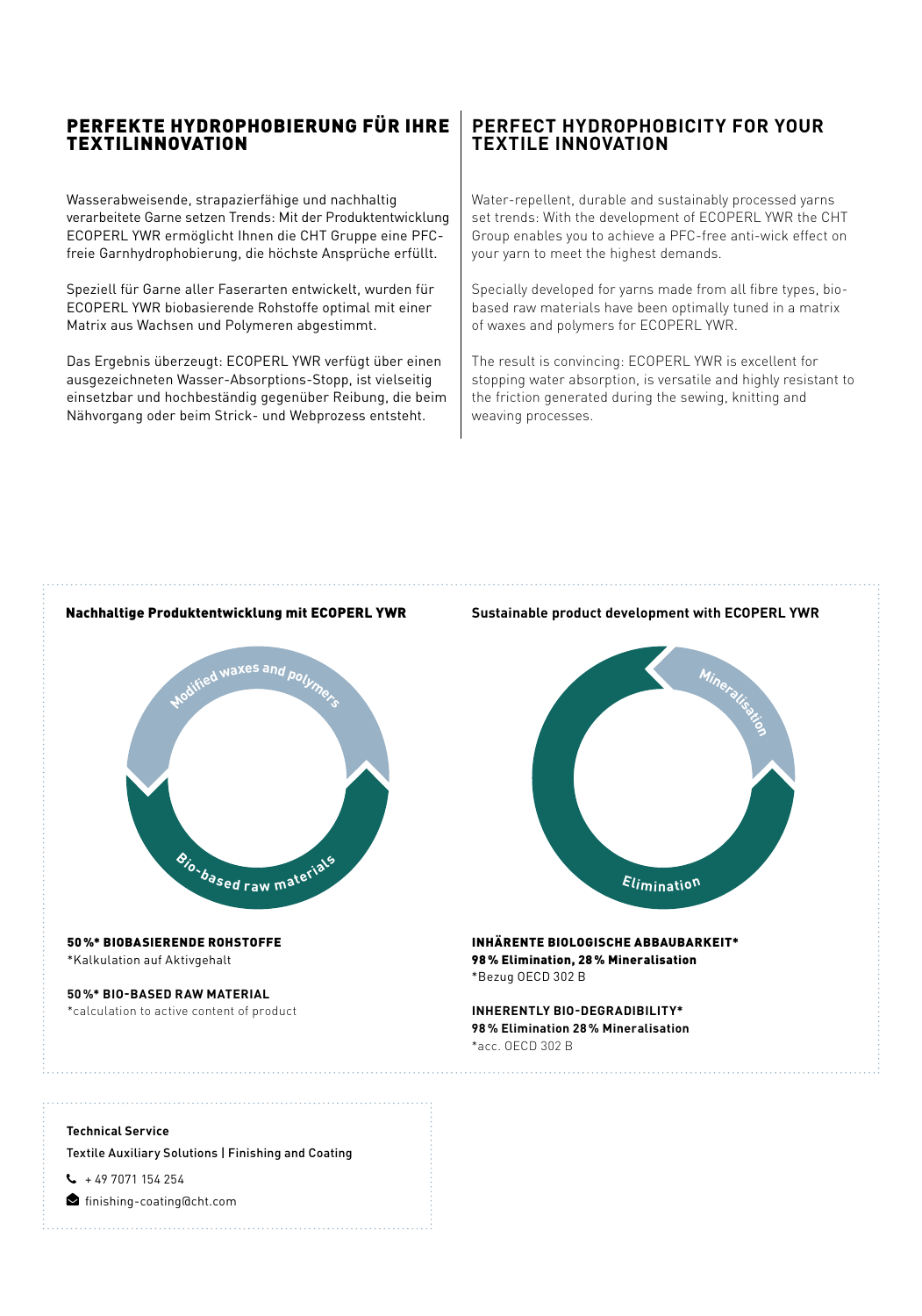## PERFEKTE HYDROPHOBIERUNG FÜR IHRE TEXTILINNOVATION

Wasserabweisende, strapazierfähige und nachhaltig verarbeitete Garne setzen Trends: Mit der Produktentwicklung ECOPERL YWR ermöglicht Ihnen die CHT Gruppe eine PFC-freie Garnhydrophobierung, die höchste Ansprüche erfüllt.

Speziell für Garne aller Faserarten entwickelt, wurden für ECOPERL YWR biobasierende Rohstoffe optimal mit einer Matrix aus Wachsen und Polymeren abgestimmt.

Das Ergebnis überzeugt: ECOPERL YWR verfügt über einen ausgezeichneten Wasser-Absorptions-Stopp, ist vielseitig einsetzbar und hochbeständig gegenüber Reibung, die beim Nähvorgang oder beim Strick- und Webprozess entsteht.

## PERFECT HYDROPHOBICITY FOR YOUR TEXTILE INNOVATION

Water-repellent, durable and sustainably processed yarns set trends: With the development of ECOPERL YWR the CHT Group enables you to achieve a PFC-free anti-wick effect on your yarn to meet the highest demands.

Specially developed for yarns made from all fibre types, bio-based raw materials have been optimally tuned in a matrix of waxes and polymers for ECOPERL YWR.

The result is convincing: ECOPERL YWR is excellent for stopping water absorption, is versatile and highly resistant to the friction generated during the sewing, knitting and weaving processes.

### Nachhaltige Produktentwicklung mit ECOPERL YWR

Modified waxes and polymers

Bio-based raw materials

**50 %\* BIOBASIERENDE ROHSTOFFE**
\*Kalkulation auf Aktivgehalt

**50 %\* BIO-BASED RAW MATERIAL**
\*calculation to active content of product

### Sustainable product development with ECOPERL YWR

Mineralisation

Elimination

**INHÄRENTE BIOLOGISCHE ABBAUBARKEIT\***
**98 % Elimination, 28 % Mineralisation**
\*Bezug OECD 302 B

**INHERENTLY BIO-DEGRADIBILITY\***
**98 % Elimination 28 % Mineralisation**
\*acc. OECD 302 B

**Technical Service**

Textile Auxiliary Solutions | Finishing and Coating

+ 49 7071 154 254

finishing-coating@cht.com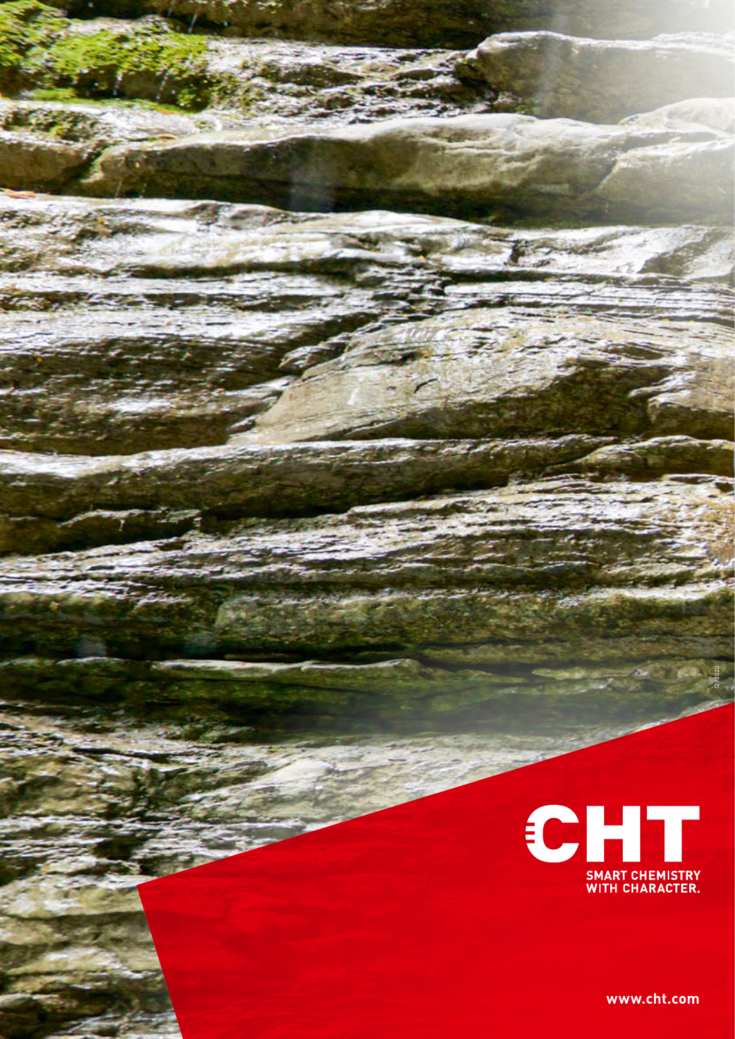12/2020

CHT

SMART CHEMISTRY
WITH CHARACTER.

www.cht.com